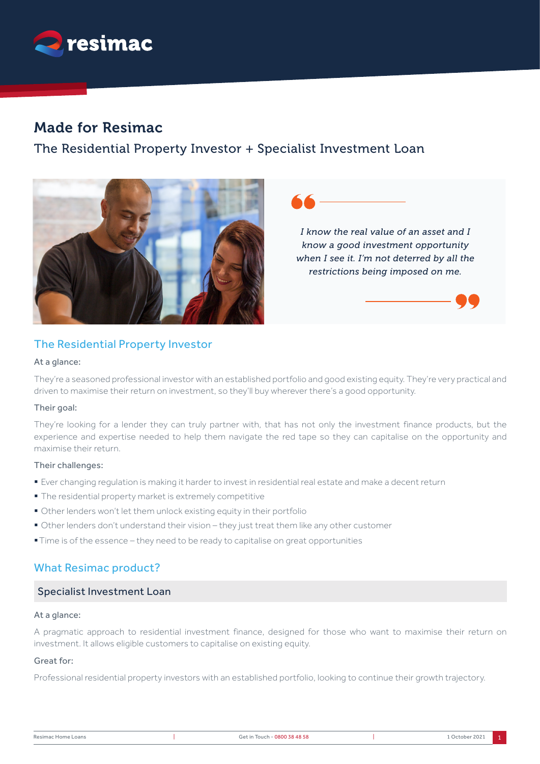resimac

# Made for Resimac

## The Residential Property Investor + Specialist Investment Loan

> *I know the real value of an asset and I know a good investment opportunity when I see it. I'm not deterred by all the restrictions being imposed on me.*

### The Residential Property Investor

At a glance:

They're a seasoned professional investor with an established portfolio and good existing equity. They're very practical and driven to maximise their return on investment, so they'll buy wherever there's a good opportunity.

Their goal:

They're looking for a lender they can truly partner with, that has not only the investment finance products, but the experience and expertise needed to help them navigate the red tape so they can capitalise on the opportunity and maximise their return.

Their challenges:

- Ever changing regulation is making it harder to invest in residential real estate and make a decent return
- The residential property market is extremely competitive
- Other lenders won't let them unlock existing equity in their portfolio
- Other lenders don't understand their vision – they just treat them like any other customer
- Time is of the essence – they need to be ready to capitalise on great opportunities

### What Resimac product?

#### Specialist Investment Loan

At a glance:

A pragmatic approach to residential investment finance, designed for those who want to maximise their return on investment. It allows eligible customers to capitalise on existing equity.

Great for:

Professional residential property investors with an established portfolio, looking to continue their growth trajectory.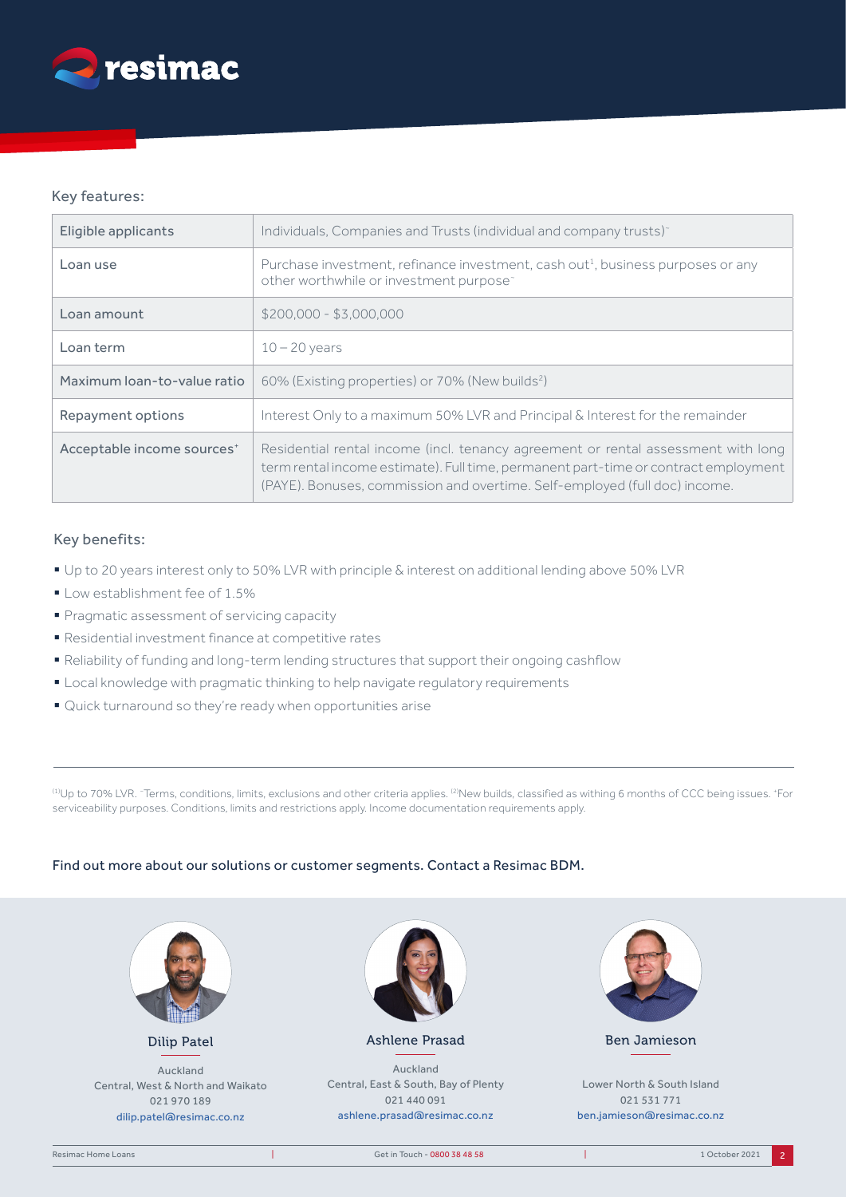## Key features:

| | |
|---|---|
| Eligible applicants | Individuals, Companies and Trusts (individual and company trusts)~ |
| Loan use | Purchase investment, refinance investment, cash out[1], business purposes or any other worthwhile or investment purpose~ |
| Loan amount | $200,000 - $3,000,000 |
| Loan term | 10 – 20 years |
| Maximum loan-to-value ratio | 60% (Existing properties) or 70% (New builds[2]) |
| Repayment options | Interest Only to a maximum 50% LVR and Principal & Interest for the remainder |
| Acceptable income sources+ | Residential rental income (incl. tenancy agreement or rental assessment with long term rental income estimate). Full time, permanent part-time or contract employment (PAYE). Bonuses, commission and overtime. Self-employed (full doc) income. |

## Key benefits:

- Up to 20 years interest only to 50% LVR with principle & interest on additional lending above 50% LVR
- Low establishment fee of 1.5%
- Pragmatic assessment of servicing capacity
- Residential investment finance at competitive rates
- Reliability of funding and long-term lending structures that support their ongoing cashflow
- Local knowledge with pragmatic thinking to help navigate regulatory requirements
- Quick turnaround so they're ready when opportunities arise

---

[1] Up to 70% LVR. ~Terms, conditions, limits, exclusions and other criteria applies. [2] New builds, classified as withing 6 months of CCC being issues. +For serviceability purposes. Conditions, limits and restrictions apply. Income documentation requirements apply.

Find out more about our solutions or customer segments. Contact a Resimac BDM.

**Dilip Patel**
Auckland
Central, West & North and Waikato
021 970 189
dilip.patel@resimac.co.nz

**Ashlene Prasad**
Auckland
Central, East & South, Bay of Plenty
021 440 091
ashlene.prasad@resimac.co.nz

**Ben Jamieson**
Lower North & South Island
021 531 771
ben.jamieson@resimac.co.nz

Resimac Home Loans | Get in Touch - 0800 38 48 58 | 1 October 2021